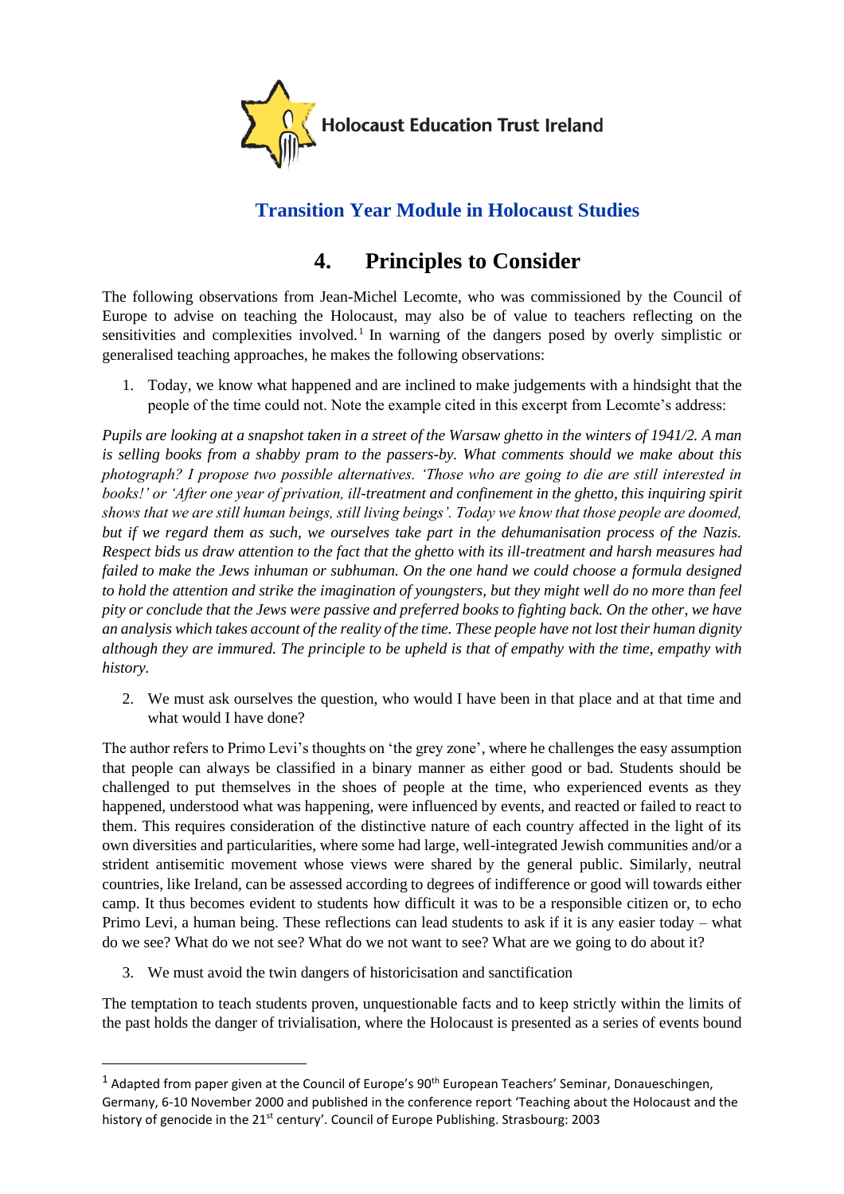Holocaust Education Trust Ireland

## Transition Year Module in Holocaust Studies

# 4. Principles to Consider

The following observations from Jean-Michel Lecomte, who was commissioned by the Council of Europe to advise on teaching the Holocaust, may also be of value to teachers reflecting on the sensitivities and complexities involved.[1] In warning of the dangers posed by overly simplistic or generalised teaching approaches, he makes the following observations:

1. Today, we know what happened and are inclined to make judgements with a hindsight that the people of the time could not. Note the example cited in this excerpt from Lecomte's address:

*Pupils are looking at a snapshot taken in a street of the Warsaw ghetto in the winters of 1941/2. A man is selling books from a shabby pram to the passers-by. What comments should we make about this photograph? I propose two possible alternatives. 'Those who are going to die are still interested in books!' or 'After one year of privation, ill-treatment and confinement in the ghetto, this inquiring spirit shows that we are still human beings, still living beings'. Today we know that those people are doomed, but if we regard them as such, we ourselves take part in the dehumanisation process of the Nazis. Respect bids us draw attention to the fact that the ghetto with its ill-treatment and harsh measures had failed to make the Jews inhuman or subhuman. On the one hand we could choose a formula designed to hold the attention and strike the imagination of youngsters, but they might well do no more than feel pity or conclude that the Jews were passive and preferred books to fighting back. On the other, we have an analysis which takes account of the reality of the time. These people have not lost their human dignity although they are immured. The principle to be upheld is that of empathy with the time, empathy with history.*

2. We must ask ourselves the question, who would I have been in that place and at that time and what would I have done?

The author refers to Primo Levi's thoughts on 'the grey zone', where he challenges the easy assumption that people can always be classified in a binary manner as either good or bad. Students should be challenged to put themselves in the shoes of people at the time, who experienced events as they happened, understood what was happening, were influenced by events, and reacted or failed to react to them. This requires consideration of the distinctive nature of each country affected in the light of its own diversities and particularities, where some had large, well-integrated Jewish communities and/or a strident antisemitic movement whose views were shared by the general public. Similarly, neutral countries, like Ireland, can be assessed according to degrees of indifference or good will towards either camp. It thus becomes evident to students how difficult it was to be a responsible citizen or, to echo Primo Levi, a human being. These reflections can lead students to ask if it is any easier today – what do we see? What do we not see? What do we not want to see? What are we going to do about it?

3. We must avoid the twin dangers of historicisation and sanctification

The temptation to teach students proven, unquestionable facts and to keep strictly within the limits of the past holds the danger of trivialisation, where the Holocaust is presented as a series of events bound

[1] Adapted from paper given at the Council of Europe's 90th European Teachers' Seminar, Donaueschingen, Germany, 6-10 November 2000 and published in the conference report 'Teaching about the Holocaust and the history of genocide in the 21st century'. Council of Europe Publishing. Strasbourg: 2003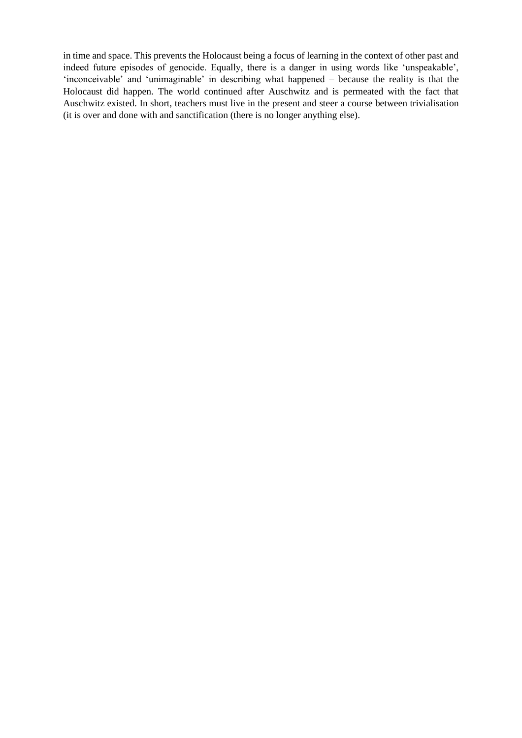in time and space. This prevents the Holocaust being a focus of learning in the context of other past and indeed future episodes of genocide. Equally, there is a danger in using words like 'unspeakable', 'inconceivable' and 'unimaginable' in describing what happened – because the reality is that the Holocaust did happen. The world continued after Auschwitz and is permeated with the fact that Auschwitz existed. In short, teachers must live in the present and steer a course between trivialisation (it is over and done with and sanctification (there is no longer anything else).